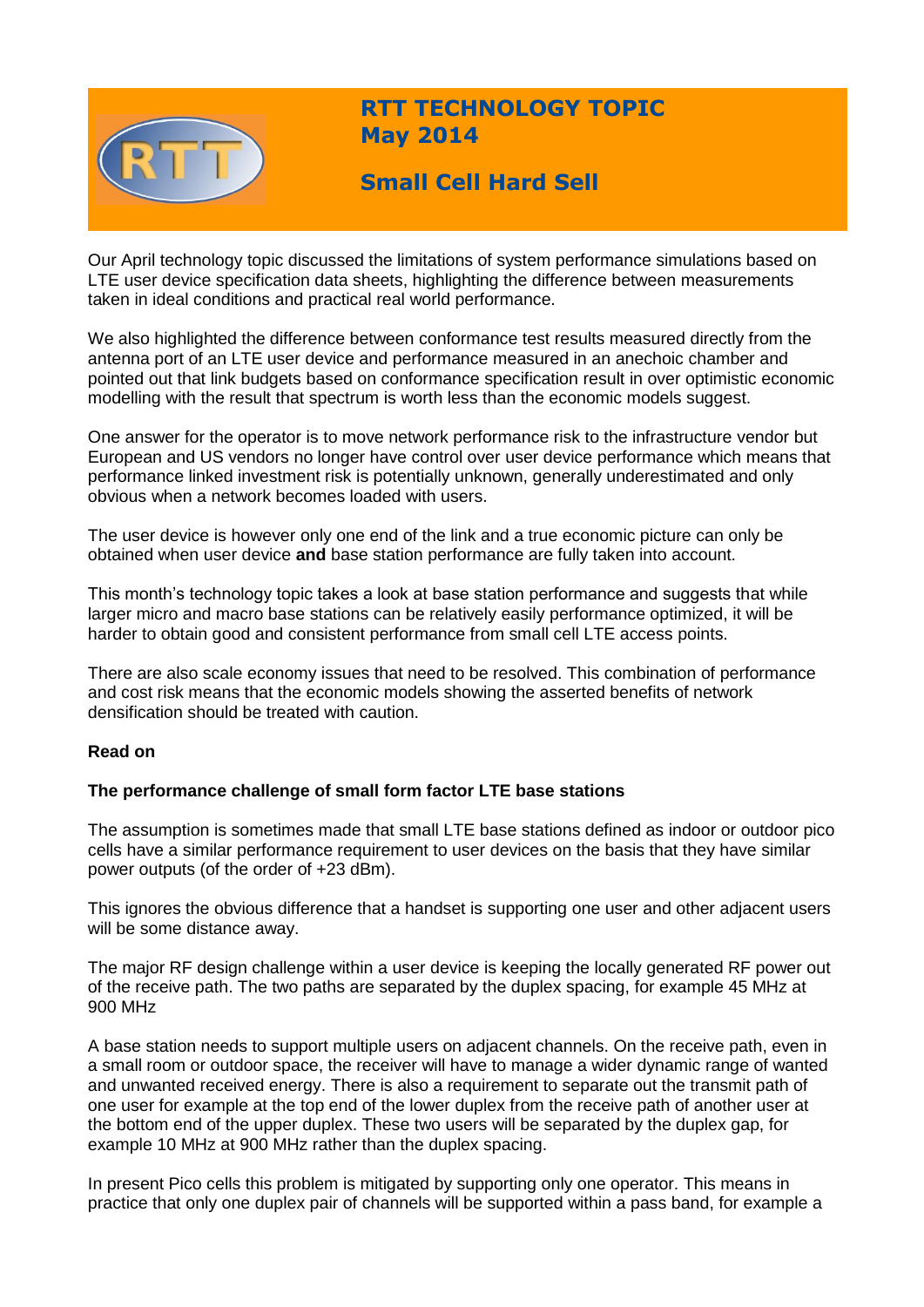# RTT TECHNOLOGY TOPIC
## May 2014

## Small Cell Hard Sell

Our April technology topic discussed the limitations of system performance simulations based on LTE user device specification data sheets, highlighting the difference between measurements taken in ideal conditions and practical real world performance.

We also highlighted the difference between conformance test results measured directly from the antenna port of an LTE user device and performance measured in an anechoic chamber and pointed out that link budgets based on conformance specification result in over optimistic economic modelling with the result that spectrum is worth less than the economic models suggest.

One answer for the operator is to move network performance risk to the infrastructure vendor but European and US vendors no longer have control over user device performance which means that performance linked investment risk is potentially unknown, generally underestimated and only obvious when a network becomes loaded with users.

The user device is however only one end of the link and a true economic picture can only be obtained when user device **and** base station performance are fully taken into account.

This month's technology topic takes a look at base station performance and suggests that while larger micro and macro base stations can be relatively easily performance optimized, it will be harder to obtain good and consistent performance from small cell LTE access points.

There are also scale economy issues that need to be resolved. This combination of performance and cost risk means that the economic models showing the asserted benefits of network densification should be treated with caution.

**Read on**

**The performance challenge of small form factor LTE base stations**

The assumption is sometimes made that small LTE base stations defined as indoor or outdoor pico cells have a similar performance requirement to user devices on the basis that they have similar power outputs (of the order of +23 dBm).

This ignores the obvious difference that a handset is supporting one user and other adjacent users will be some distance away.

The major RF design challenge within a user device is keeping the locally generated RF power out of the receive path. The two paths are separated by the duplex spacing, for example 45 MHz at 900 MHz

A base station needs to support multiple users on adjacent channels. On the receive path, even in a small room or outdoor space, the receiver will have to manage a wider dynamic range of wanted and unwanted received energy. There is also a requirement to separate out the transmit path of one user for example at the top end of the lower duplex from the receive path of another user at the bottom end of the upper duplex. These two users will be separated by the duplex gap, for example 10 MHz at 900 MHz rather than the duplex spacing.

In present Pico cells this problem is mitigated by supporting only one operator. This means in practice that only one duplex pair of channels will be supported within a pass band, for example a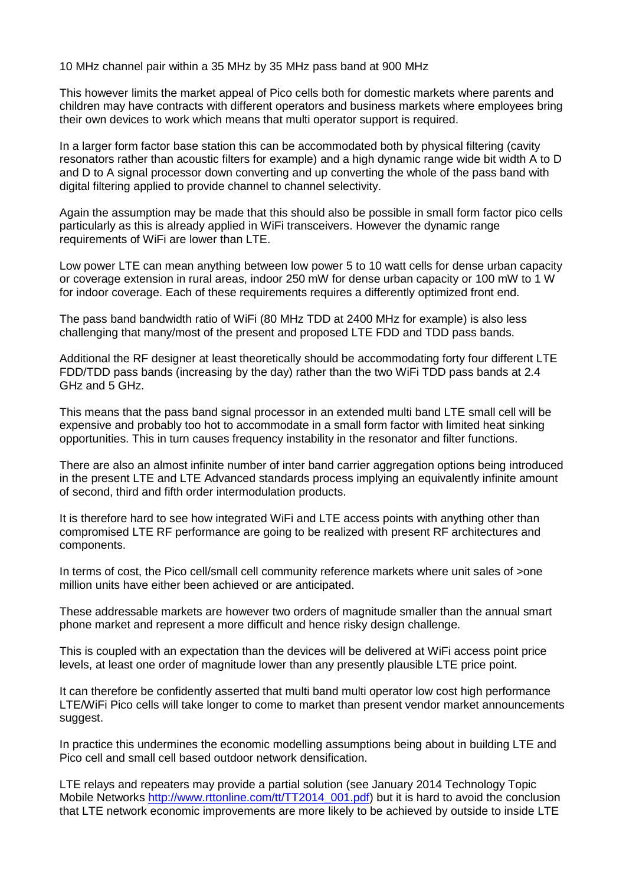10 MHz channel pair within a 35 MHz by 35 MHz pass band at 900 MHz

This however limits the market appeal of Pico cells both for domestic markets where parents and children may have contracts with different operators and business markets where employees bring their own devices to work which means that multi operator support is required.

In a larger form factor base station this can be accommodated both by physical filtering (cavity resonators rather than acoustic filters for example) and a high dynamic range wide bit width A to D and D to A signal processor down converting and up converting the whole of the pass band with digital filtering applied to provide channel to channel selectivity.

Again the assumption may be made that this should also be possible in small form factor pico cells particularly as this is already applied in WiFi transceivers. However the dynamic range requirements of WiFi are lower than LTE.

Low power LTE can mean anything between low power 5 to 10 watt cells for dense urban capacity or coverage extension in rural areas, indoor 250 mW for dense urban capacity or 100 mW to 1 W for indoor coverage. Each of these requirements requires a differently optimized front end.

The pass band bandwidth ratio of WiFi (80 MHz TDD at 2400 MHz for example) is also less challenging that many/most of the present and proposed LTE FDD and TDD pass bands.

Additional the RF designer at least theoretically should be accommodating forty four different LTE FDD/TDD pass bands (increasing by the day) rather than the two WiFi TDD pass bands at 2.4 GHz and 5 GHz.

This means that the pass band signal processor in an extended multi band LTE small cell will be expensive and probably too hot to accommodate in a small form factor with limited heat sinking opportunities. This in turn causes frequency instability in the resonator and filter functions.

There are also an almost infinite number of inter band carrier aggregation options being introduced in the present LTE and LTE Advanced standards process implying an equivalently infinite amount of second, third and fifth order intermodulation products.

It is therefore hard to see how integrated WiFi and LTE access points with anything other than compromised LTE RF performance are going to be realized with present RF architectures and components.

In terms of cost, the Pico cell/small cell community reference markets where unit sales of >one million units have either been achieved or are anticipated.

These addressable markets are however two orders of magnitude smaller than the annual smart phone market and represent a more difficult and hence risky design challenge.

This is coupled with an expectation than the devices will be delivered at WiFi access point price levels, at least one order of magnitude lower than any presently plausible LTE price point.

It can therefore be confidently asserted that multi band multi operator low cost high performance LTE/WiFi Pico cells will take longer to come to market than present vendor market announcements suggest.

In practice this undermines the economic modelling assumptions being about in building LTE and Pico cell and small cell based outdoor network densification.

LTE relays and repeaters may provide a partial solution (see January 2014 Technology Topic Mobile Networks http://www.rttonline.com/tt/TT2014_001.pdf) but it is hard to avoid the conclusion that LTE network economic improvements are more likely to be achieved by outside to inside LTE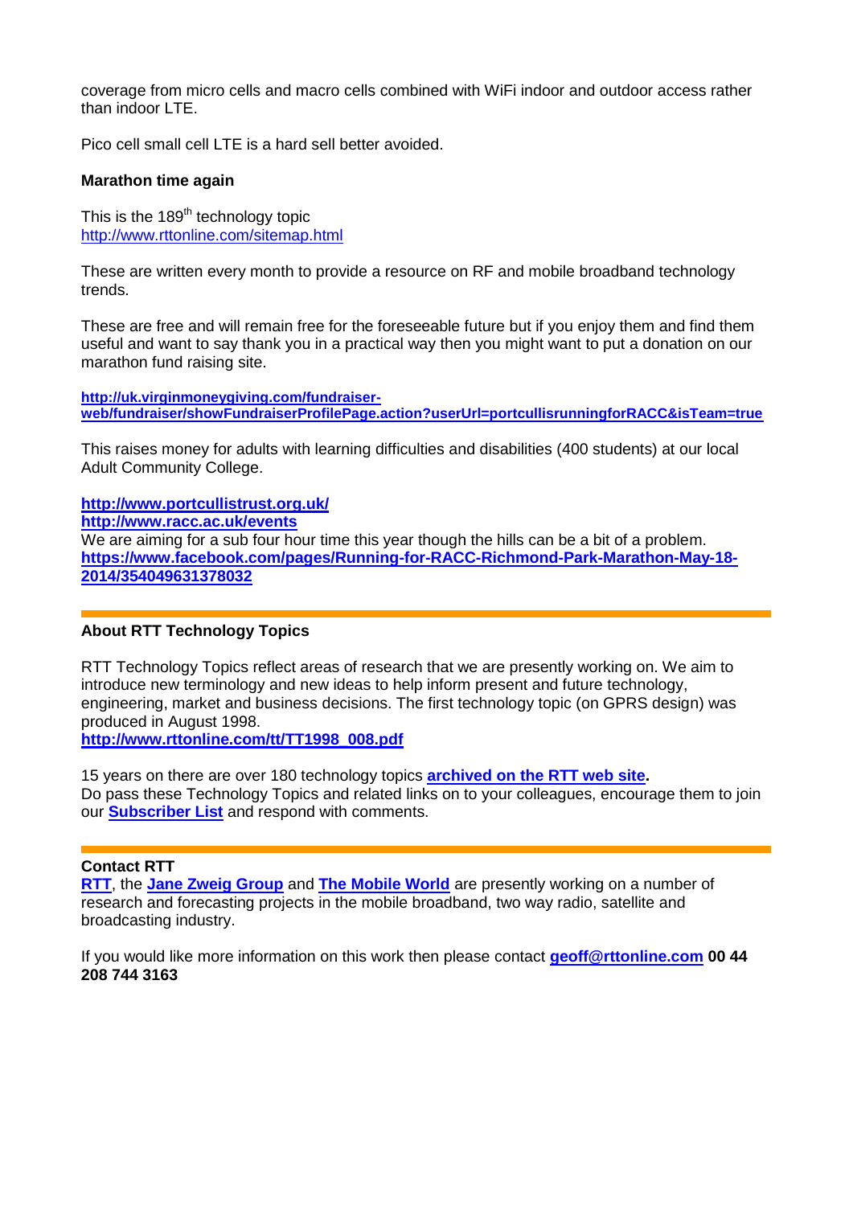coverage from micro cells and macro cells combined with WiFi indoor and outdoor access rather than indoor LTE.

Pico cell small cell LTE is a hard sell better avoided.

**Marathon time again**

This is the 189th technology topic
http://www.rttonline.com/sitemap.html

These are written every month to provide a resource on RF and mobile broadband technology trends.

These are free and will remain free for the foreseeable future but if you enjoy them and find them useful and want to say thank you in a practical way then you might want to put a donation on our marathon fund raising site.

**http://uk.virginmoneygiving.com/fundraiser-web/fundraiser/showFundraiserProfilePage.action?userUrl=portcullisrunningforRACC&isTeam=true**

This raises money for adults with learning difficulties and disabilities (400 students) at our local Adult Community College.

**http://www.portcullistrust.org.uk/**
**http://www.racc.ac.uk/events**
We are aiming for a sub four hour time this year though the hills can be a bit of a problem.
**https://www.facebook.com/pages/Running-for-RACC-Richmond-Park-Marathon-May-18-2014/354049631378032**

---

**About RTT Technology Topics**

RTT Technology Topics reflect areas of research that we are presently working on. We aim to introduce new terminology and new ideas to help inform present and future technology, engineering, market and business decisions. The first technology topic (on GPRS design) was produced in August 1998.
**http://www.rttonline.com/tt/TT1998_008.pdf**

15 years on there are over 180 technology topics **archived on the RTT web site.**
Do pass these Technology Topics and related links on to your colleagues, encourage them to join our **Subscriber List** and respond with comments.

---

**Contact RTT**
**RTT**, the **Jane Zweig Group** and **The Mobile World** are presently working on a number of research and forecasting projects in the mobile broadband, two way radio, satellite and broadcasting industry.

If you would like more information on this work then please contact **geoff@rttonline.com** **00 44 208 744 3163**